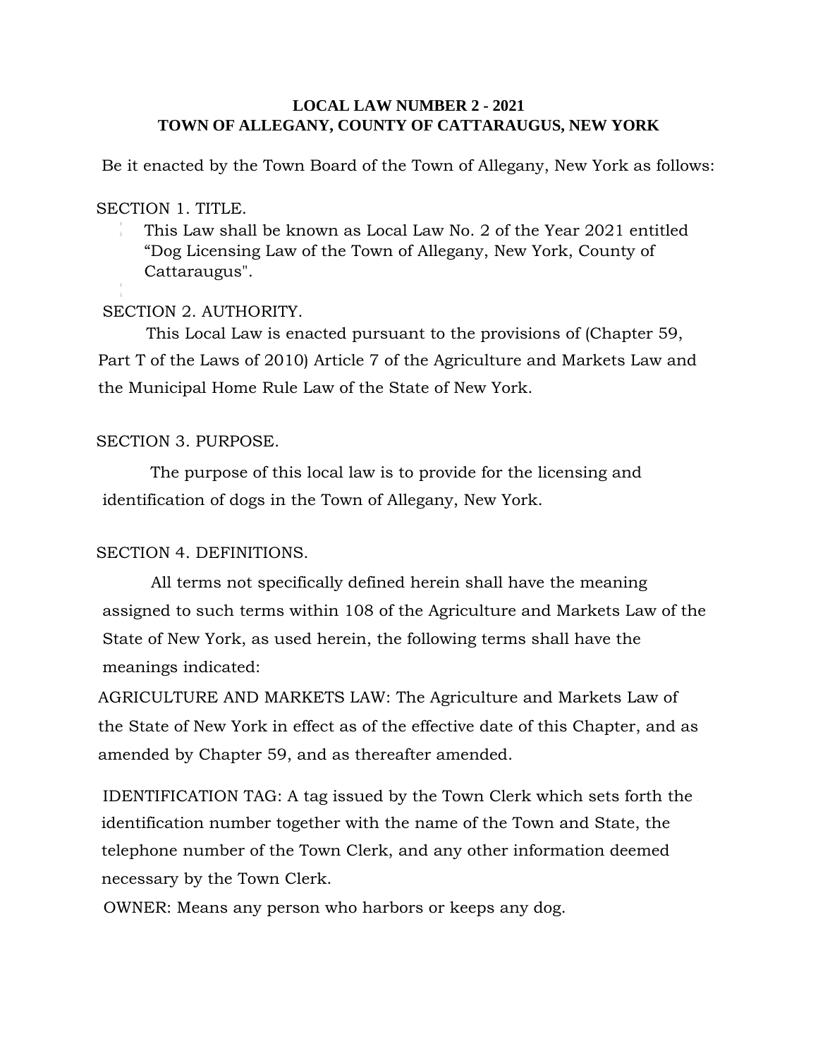**LOCAL LAW NUMBER 2 - 2021**
**TOWN OF ALLEGANY, COUNTY OF CATTARAUGUS, NEW YORK**

Be it enacted by the Town Board of the Town of Allegany, New York as follows:

SECTION 1. TITLE.

This Law shall be known as Local Law No. 2 of the Year 2021 entitled "Dog Licensing Law of the Town of Allegany, New York, County of Cattaraugus".

SECTION 2. AUTHORITY.

This Local Law is enacted pursuant to the provisions of (Chapter 59, Part T of the Laws of 2010) Article 7 of the Agriculture and Markets Law and the Municipal Home Rule Law of the State of New York.

SECTION 3. PURPOSE.

The purpose of this local law is to provide for the licensing and identification of dogs in the Town of Allegany, New York.

SECTION 4. DEFINITIONS.

All terms not specifically defined herein shall have the meaning assigned to such terms within 108 of the Agriculture and Markets Law of the State of New York, as used herein, the following terms shall have the meanings indicated:

AGRICULTURE AND MARKETS LAW: The Agriculture and Markets Law of the State of New York in effect as of the effective date of this Chapter, and as amended by Chapter 59, and as thereafter amended.

IDENTIFICATION TAG: A tag issued by the Town Clerk which sets forth the identification number together with the name of the Town and State, the telephone number of the Town Clerk, and any other information deemed necessary by the Town Clerk.

OWNER: Means any person who harbors or keeps any dog.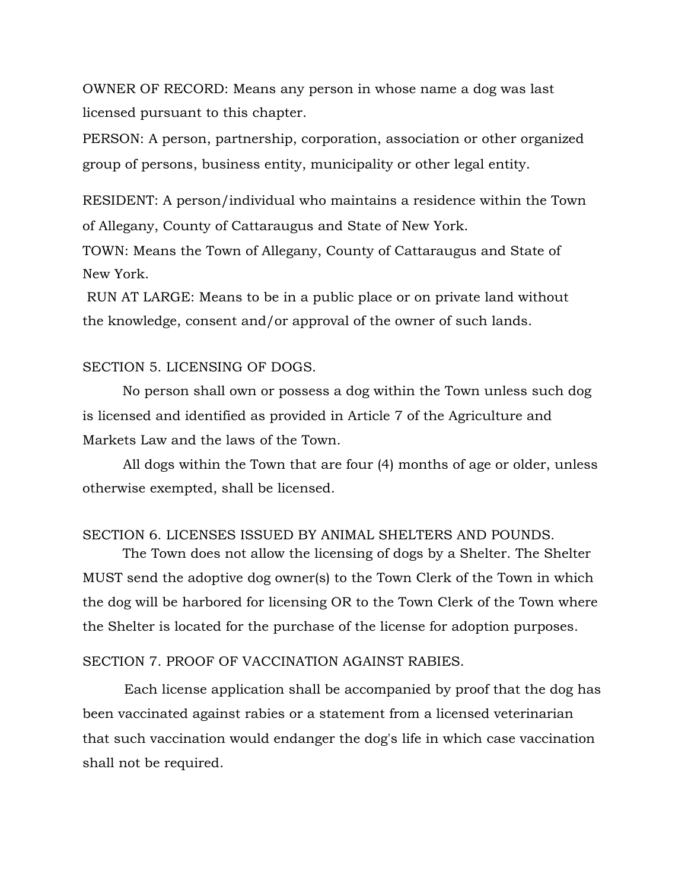OWNER OF RECORD: Means any person in whose name a dog was last licensed pursuant to this chapter.

PERSON: A person, partnership, corporation, association or other organized group of persons, business entity, municipality or other legal entity.

RESIDENT: A person/individual who maintains a residence within the Town of Allegany, County of Cattaraugus and State of New York.

TOWN: Means the Town of Allegany, County of Cattaraugus and State of New York.

RUN AT LARGE: Means to be in a public place or on private land without the knowledge, consent and/or approval of the owner of such lands.

SECTION 5. LICENSING OF DOGS.

No person shall own or possess a dog within the Town unless such dog is licensed and identified as provided in Article 7 of the Agriculture and Markets Law and the laws of the Town.

All dogs within the Town that are four (4) months of age or older, unless otherwise exempted, shall be licensed.

SECTION 6. LICENSES ISSUED BY ANIMAL SHELTERS AND POUNDS.

The Town does not allow the licensing of dogs by a Shelter. The Shelter MUST send the adoptive dog owner(s) to the Town Clerk of the Town in which the dog will be harbored for licensing OR to the Town Clerk of the Town where the Shelter is located for the purchase of the license for adoption purposes.

SECTION 7. PROOF OF VACCINATION AGAINST RABIES.

Each license application shall be accompanied by proof that the dog has been vaccinated against rabies or a statement from a licensed veterinarian that such vaccination would endanger the dog's life in which case vaccination shall not be required.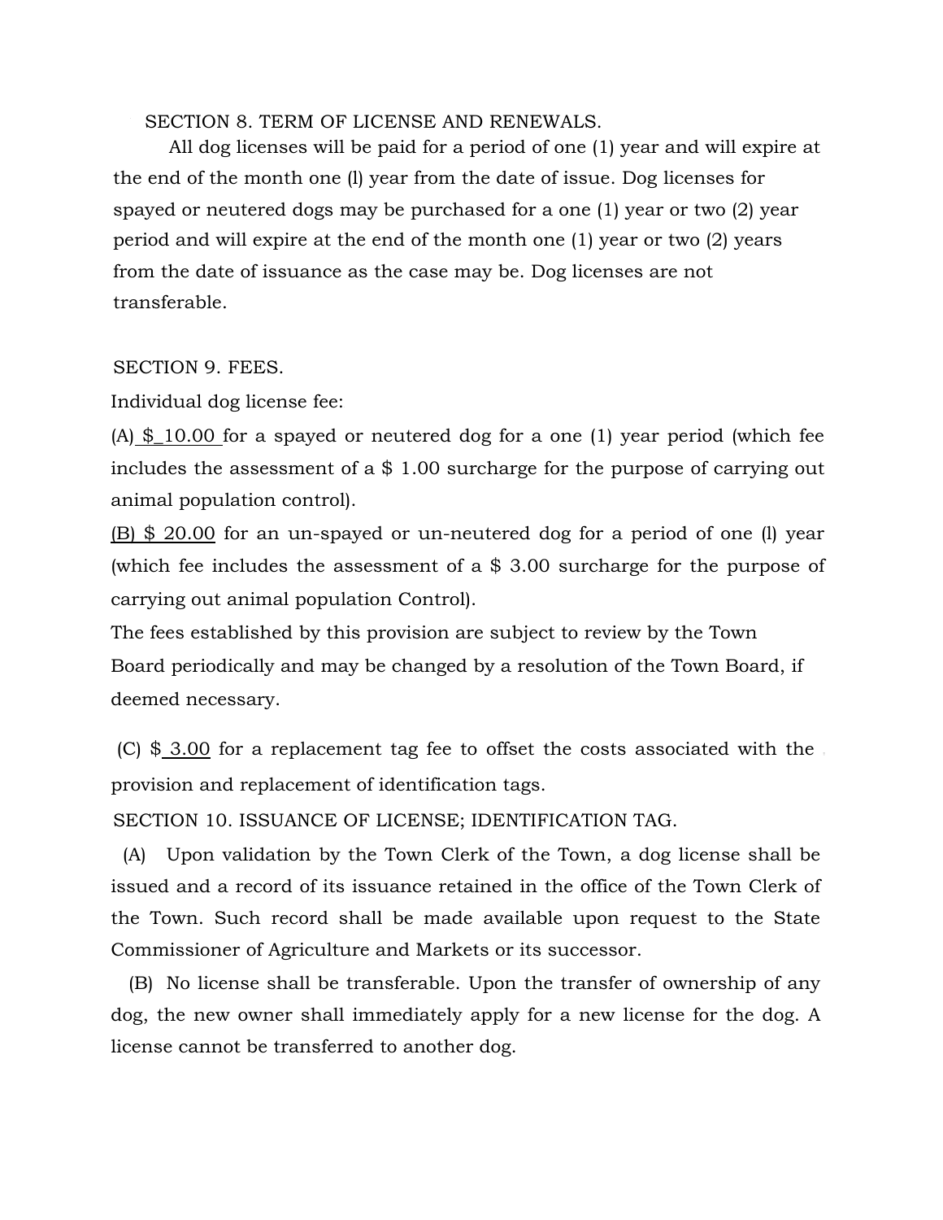SECTION 8. TERM OF LICENSE AND RENEWALS.

All dog licenses will be paid for a period of one (1) year and will expire at the end of the month one (l) year from the date of issue. Dog licenses for spayed or neutered dogs may be purchased for a one (1) year or two (2) year period and will expire at the end of the month one (1) year or two (2) years from the date of issuance as the case may be. Dog licenses are not transferable.

SECTION 9. FEES.

Individual dog license fee:

(A) $_10.00 for a spayed or neutered dog for a one (1) year period (which fee includes the assessment of a $ 1.00 surcharge for the purpose of carrying out animal population control).

(B) $ 20.00 for an un-spayed or un-neutered dog for a period of one (l) year (which fee includes the assessment of a $ 3.00 surcharge for the purpose of carrying out animal population Control).

The fees established by this provision are subject to review by the Town Board periodically and may be changed by a resolution of the Town Board, if deemed necessary.

(C) $ 3.00 for a replacement tag fee to offset the costs associated with the provision and replacement of identification tags.

SECTION 10. ISSUANCE OF LICENSE; IDENTIFICATION TAG.

(A) Upon validation by the Town Clerk of the Town, a dog license shall be issued and a record of its issuance retained in the office of the Town Clerk of the Town. Such record shall be made available upon request to the State Commissioner of Agriculture and Markets or its successor.

(B) No license shall be transferable. Upon the transfer of ownership of any dog, the new owner shall immediately apply for a new license for the dog. A license cannot be transferred to another dog.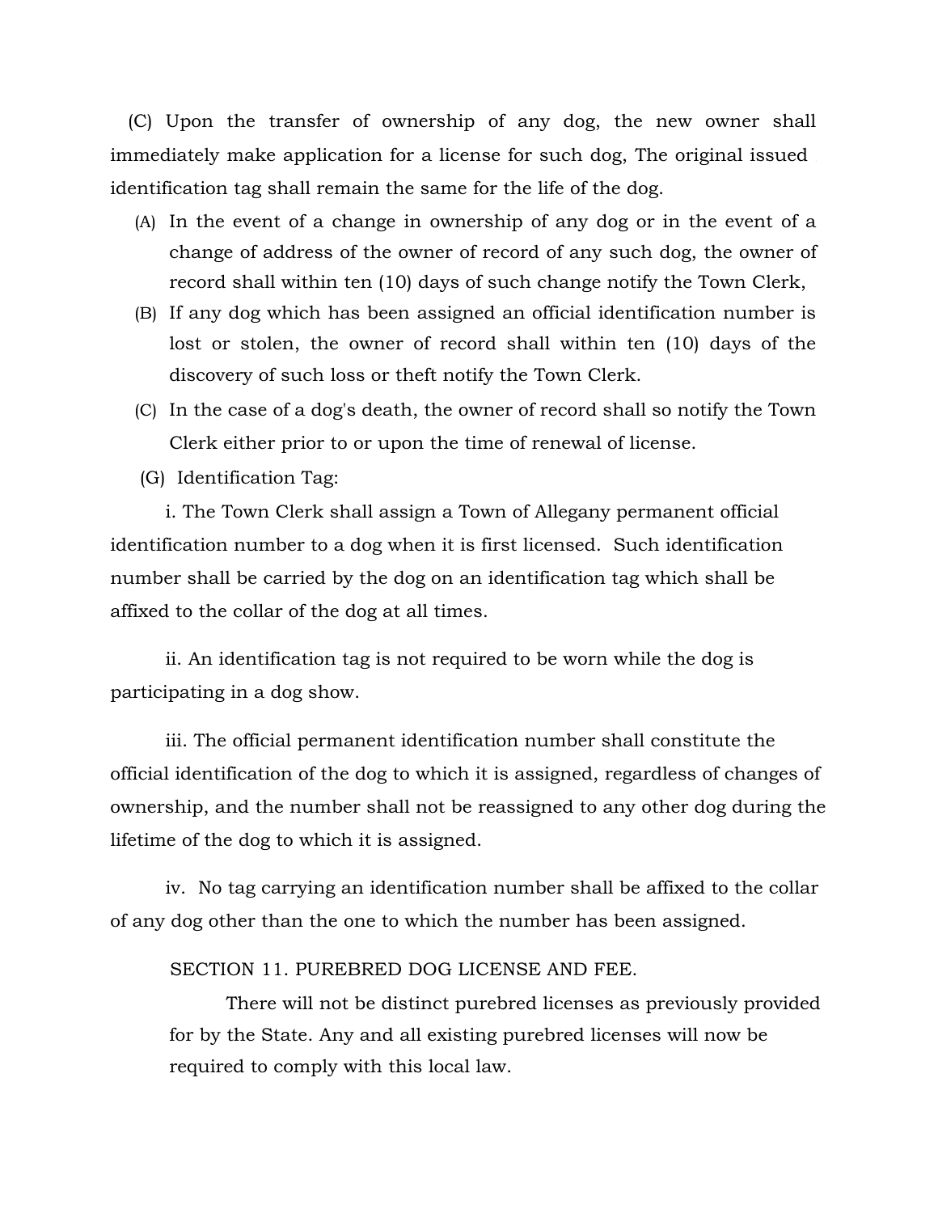(C) Upon the transfer of ownership of any dog, the new owner shall immediately make application for a license for such dog, The original issued identification tag shall remain the same for the life of the dog.

(A) In the event of a change in ownership of any dog or in the event of a change of address of the owner of record of any such dog, the owner of record shall within ten (10) days of such change notify the Town Clerk,

(B) If any dog which has been assigned an official identification number is lost or stolen, the owner of record shall within ten (10) days of the discovery of such loss or theft notify the Town Clerk.

(C) In the case of a dog's death, the owner of record shall so notify the Town Clerk either prior to or upon the time of renewal of license.

(G) Identification Tag:

i. The Town Clerk shall assign a Town of Allegany permanent official identification number to a dog when it is first licensed. Such identification number shall be carried by the dog on an identification tag which shall be affixed to the collar of the dog at all times.

ii. An identification tag is not required to be worn while the dog is participating in a dog show.

iii. The official permanent identification number shall constitute the official identification of the dog to which it is assigned, regardless of changes of ownership, and the number shall not be reassigned to any other dog during the lifetime of the dog to which it is assigned.

iv. No tag carrying an identification number shall be affixed to the collar of any dog other than the one to which the number has been assigned.

SECTION 11. PUREBRED DOG LICENSE AND FEE.

There will not be distinct purebred licenses as previously provided for by the State. Any and all existing purebred licenses will now be required to comply with this local law.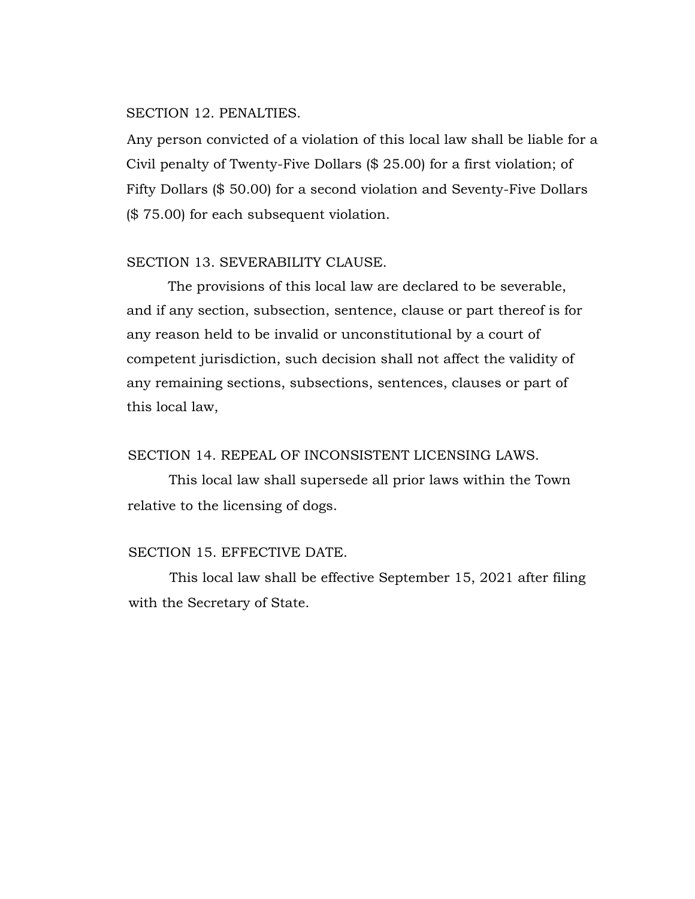SECTION 12. PENALTIES.

Any person convicted of a violation of this local law shall be liable for a Civil penalty of Twenty-Five Dollars ($ 25.00) for a first violation; of Fifty Dollars ($ 50.00) for a second violation and Seventy-Five Dollars ($ 75.00) for each subsequent violation.

SECTION 13. SEVERABILITY CLAUSE.

The provisions of this local law are declared to be severable, and if any section, subsection, sentence, clause or part thereof is for any reason held to be invalid or unconstitutional by a court of competent jurisdiction, such decision shall not affect the validity of any remaining sections, subsections, sentences, clauses or part of this local law,

SECTION 14. REPEAL OF INCONSISTENT LICENSING LAWS.

This local law shall supersede all prior laws within the Town relative to the licensing of dogs.

SECTION 15. EFFECTIVE DATE.

This local law shall be effective September 15, 2021 after filing with the Secretary of State.